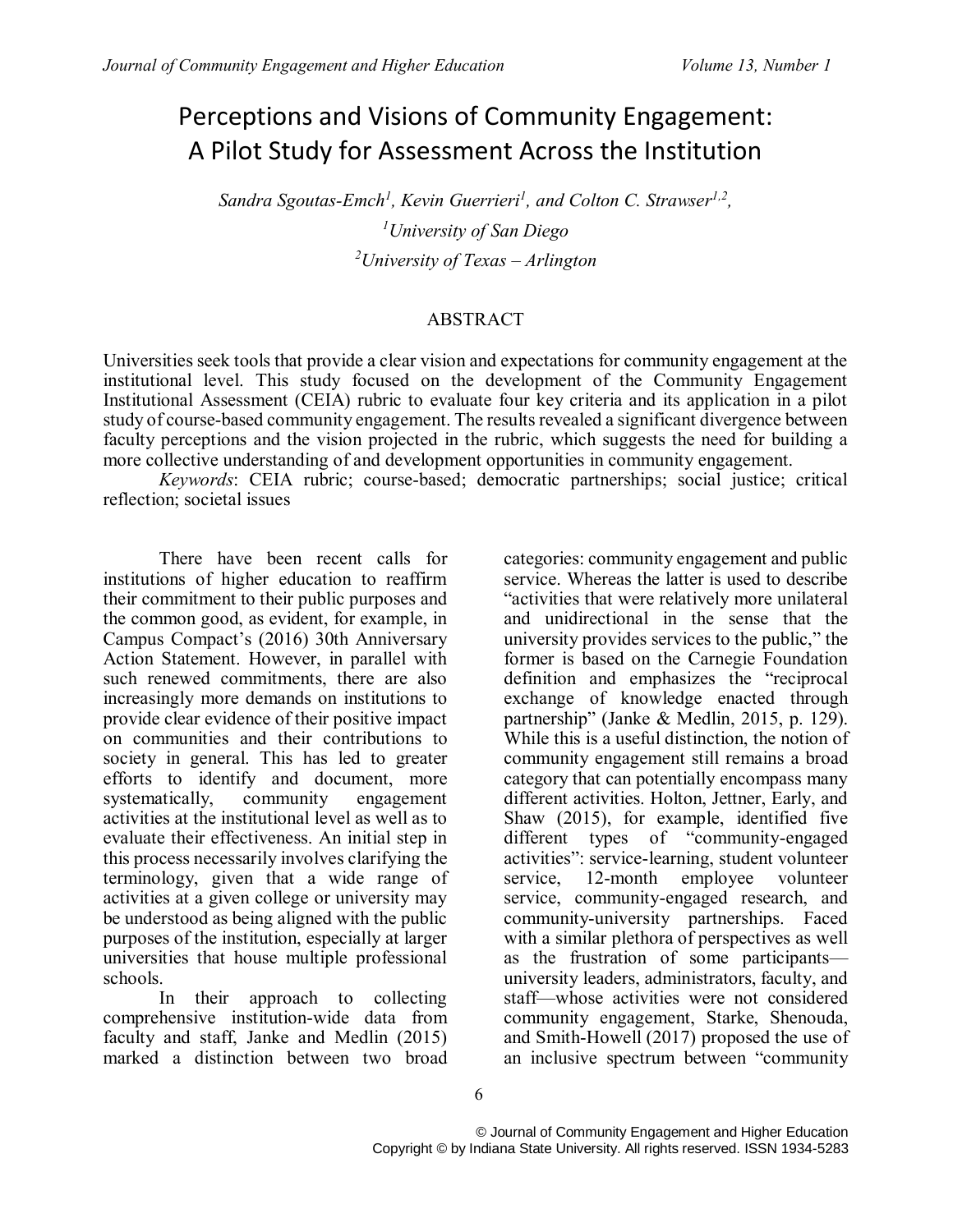# Perceptions and Visions of Community Engagement: A Pilot Study for Assessment Across the Institution

*Sandra Sgoutas-Emch[1], Kevin Guerrieri[1], and Colton C. Strawser[1,2],*

*[1]University of San Diego*

*[2]University of Texas – Arlington*

## ABSTRACT

Universities seek tools that provide a clear vision and expectations for community engagement at the institutional level. This study focused on the development of the Community Engagement Institutional Assessment (CEIA) rubric to evaluate four key criteria and its application in a pilot study of course-based community engagement. The results revealed a significant divergence between faculty perceptions and the vision projected in the rubric, which suggests the need for building a more collective understanding of and development opportunities in community engagement.

*Keywords*: CEIA rubric; course-based; democratic partnerships; social justice; critical reflection; societal issues

There have been recent calls for institutions of higher education to reaffirm their commitment to their public purposes and the common good, as evident, for example, in Campus Compact's (2016) 30th Anniversary Action Statement. However, in parallel with such renewed commitments, there are also increasingly more demands on institutions to provide clear evidence of their positive impact on communities and their contributions to society in general. This has led to greater efforts to identify and document, more systematically, community engagement activities at the institutional level as well as to evaluate their effectiveness. An initial step in this process necessarily involves clarifying the terminology, given that a wide range of activities at a given college or university may be understood as being aligned with the public purposes of the institution, especially at larger universities that house multiple professional schools.

In their approach to collecting comprehensive institution-wide data from faculty and staff, Janke and Medlin (2015) marked a distinction between two broad categories: community engagement and public service. Whereas the latter is used to describe "activities that were relatively more unilateral and unidirectional in the sense that the university provides services to the public," the former is based on the Carnegie Foundation definition and emphasizes the "reciprocal exchange of knowledge enacted through partnership" (Janke & Medlin, 2015, p. 129). While this is a useful distinction, the notion of community engagement still remains a broad category that can potentially encompass many different activities. Holton, Jettner, Early, and Shaw (2015), for example, identified five different types of "community-engaged activities": service-learning, student volunteer service, 12-month employee volunteer service, community-engaged research, and community-university partnerships. Faced with a similar plethora of perspectives as well as the frustration of some participants—university leaders, administrators, faculty, and staff—whose activities were not considered community engagement, Starke, Shenouda, and Smith-Howell (2017) proposed the use of an inclusive spectrum between "community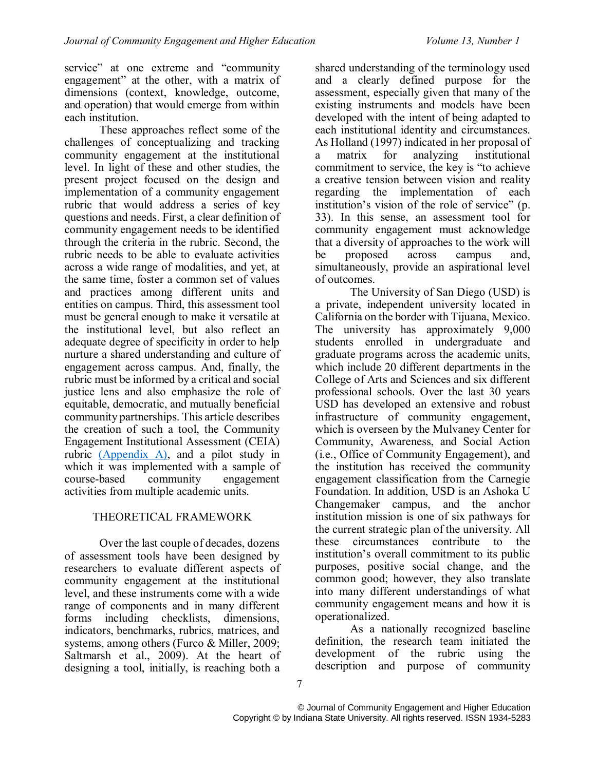service" at one extreme and "community engagement" at the other, with a matrix of dimensions (context, knowledge, outcome, and operation) that would emerge from within each institution.

These approaches reflect some of the challenges of conceptualizing and tracking community engagement at the institutional level. In light of these and other studies, the present project focused on the design and implementation of a community engagement rubric that would address a series of key questions and needs. First, a clear definition of community engagement needs to be identified through the criteria in the rubric. Second, the rubric needs to be able to evaluate activities across a wide range of modalities, and yet, at the same time, foster a common set of values and practices among different units and entities on campus. Third, this assessment tool must be general enough to make it versatile at the institutional level, but also reflect an adequate degree of specificity in order to help nurture a shared understanding and culture of engagement across campus. And, finally, the rubric must be informed by a critical and social justice lens and also emphasize the role of equitable, democratic, and mutually beneficial community partnerships. This article describes the creation of such a tool, the Community Engagement Institutional Assessment (CEIA) rubric (Appendix A), and a pilot study in which it was implemented with a sample of course-based community engagement activities from multiple academic units.

## THEORETICAL FRAMEWORK

Over the last couple of decades, dozens of assessment tools have been designed by researchers to evaluate different aspects of community engagement at the institutional level, and these instruments come with a wide range of components and in many different forms including checklists, dimensions, indicators, benchmarks, rubrics, matrices, and systems, among others (Furco & Miller, 2009; Saltmarsh et al., 2009). At the heart of designing a tool, initially, is reaching both a shared understanding of the terminology used and a clearly defined purpose for the assessment, especially given that many of the existing instruments and models have been developed with the intent of being adapted to each institutional identity and circumstances. As Holland (1997) indicated in her proposal of a matrix for analyzing institutional commitment to service, the key is "to achieve a creative tension between vision and reality regarding the implementation of each institution's vision of the role of service" (p. 33). In this sense, an assessment tool for community engagement must acknowledge that a diversity of approaches to the work will be proposed across campus and, simultaneously, provide an aspirational level of outcomes.

The University of San Diego (USD) is a private, independent university located in California on the border with Tijuana, Mexico. The university has approximately 9,000 students enrolled in undergraduate and graduate programs across the academic units, which include 20 different departments in the College of Arts and Sciences and six different professional schools. Over the last 30 years USD has developed an extensive and robust infrastructure of community engagement, which is overseen by the Mulvaney Center for Community, Awareness, and Social Action (i.e., Office of Community Engagement), and the institution has received the community engagement classification from the Carnegie Foundation. In addition, USD is an Ashoka U Changemaker campus, and the anchor institution mission is one of six pathways for the current strategic plan of the university. All these circumstances contribute to the institution's overall commitment to its public purposes, positive social change, and the common good; however, they also translate into many different understandings of what community engagement means and how it is operationalized.

As a nationally recognized baseline definition, the research team initiated the development of the rubric using the description and purpose of community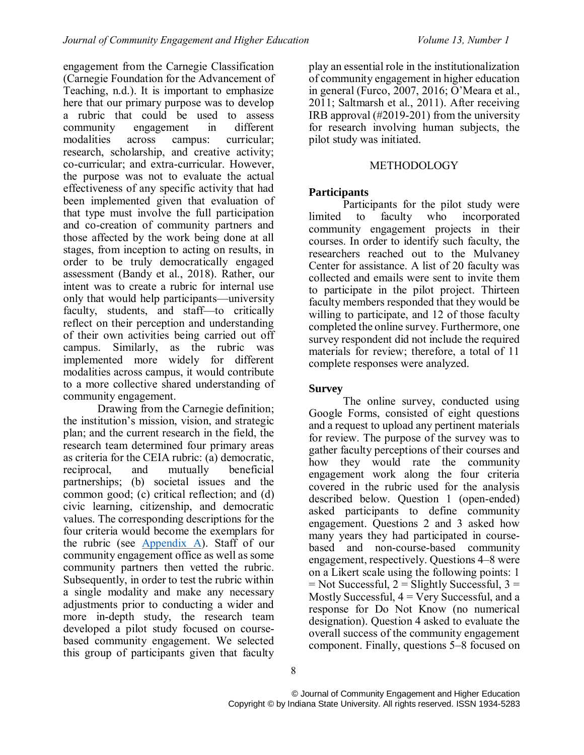engagement from the Carnegie Classification (Carnegie Foundation for the Advancement of Teaching, n.d.). It is important to emphasize here that our primary purpose was to develop a rubric that could be used to assess community engagement in different modalities across campus: curricular; research, scholarship, and creative activity; co-curricular; and extra-curricular. However, the purpose was not to evaluate the actual effectiveness of any specific activity that had been implemented given that evaluation of that type must involve the full participation and co-creation of community partners and those affected by the work being done at all stages, from inception to acting on results, in order to be truly democratically engaged assessment (Bandy et al., 2018). Rather, our intent was to create a rubric for internal use only that would help participants—university faculty, students, and staff—to critically reflect on their perception and understanding of their own activities being carried out off campus. Similarly, as the rubric was implemented more widely for different modalities across campus, it would contribute to a more collective shared understanding of community engagement.

Drawing from the Carnegie definition; the institution's mission, vision, and strategic plan; and the current research in the field, the research team determined four primary areas as criteria for the CEIA rubric: (a) democratic, reciprocal, and mutually beneficial partnerships; (b) societal issues and the common good; (c) critical reflection; and (d) civic learning, citizenship, and democratic values. The corresponding descriptions for the four criteria would become the exemplars for the rubric (see Appendix A). Staff of our community engagement office as well as some community partners then vetted the rubric. Subsequently, in order to test the rubric within a single modality and make any necessary adjustments prior to conducting a wider and more in-depth study, the research team developed a pilot study focused on course-based community engagement. We selected this group of participants given that faculty play an essential role in the institutionalization of community engagement in higher education in general (Furco, 2007, 2016; O'Meara et al., 2011; Saltmarsh et al., 2011). After receiving IRB approval (#2019-201) from the university for research involving human subjects, the pilot study was initiated.

## METHODOLOGY

### Participants

Participants for the pilot study were limited to faculty who incorporated community engagement projects in their courses. In order to identify such faculty, the researchers reached out to the Mulvaney Center for assistance. A list of 20 faculty was collected and emails were sent to invite them to participate in the pilot project. Thirteen faculty members responded that they would be willing to participate, and 12 of those faculty completed the online survey. Furthermore, one survey respondent did not include the required materials for review; therefore, a total of 11 complete responses were analyzed.

### Survey

The online survey, conducted using Google Forms, consisted of eight questions and a request to upload any pertinent materials for review. The purpose of the survey was to gather faculty perceptions of their courses and how they would rate the community engagement work along the four criteria covered in the rubric used for the analysis described below. Question 1 (open-ended) asked participants to define community engagement. Questions 2 and 3 asked how many years they had participated in course-based and non-course-based community engagement, respectively. Questions 4–8 were on a Likert scale using the following points: 1 = Not Successful, 2 = Slightly Successful, 3 = Mostly Successful, 4 = Very Successful, and a response for Do Not Know (no numerical designation). Question 4 asked to evaluate the overall success of the community engagement component. Finally, questions 5–8 focused on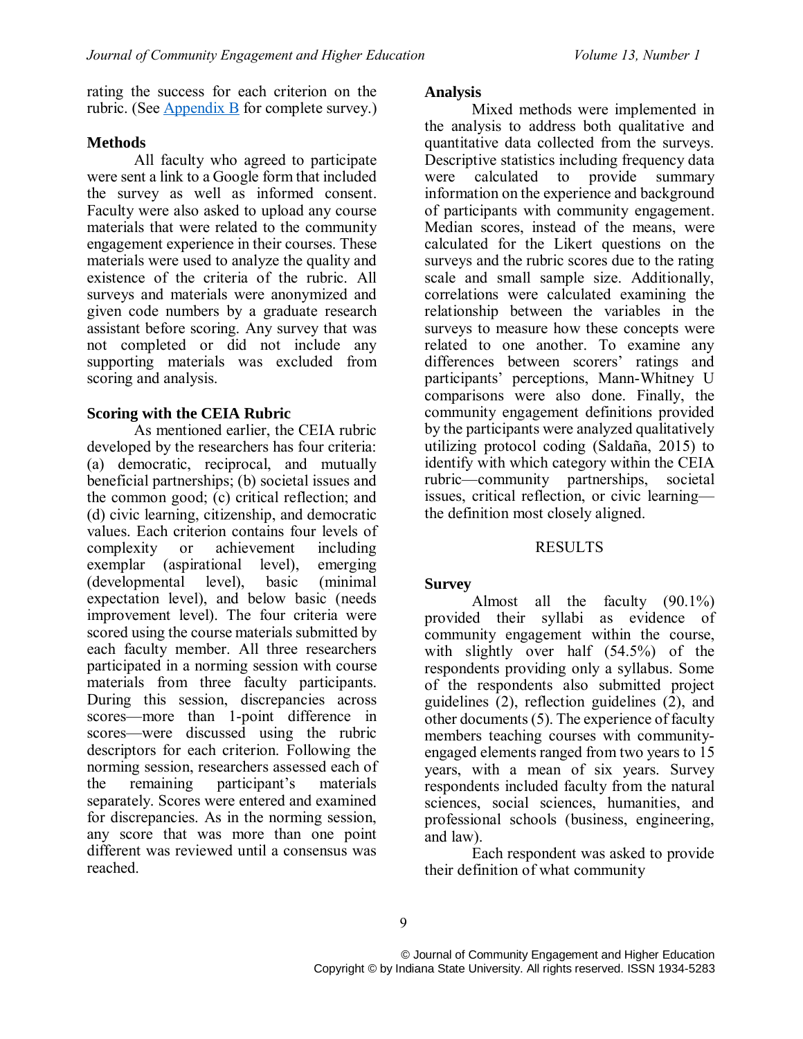rating the success for each criterion on the rubric. (See Appendix B for complete survey.)

### Methods

All faculty who agreed to participate were sent a link to a Google form that included the survey as well as informed consent. Faculty were also asked to upload any course materials that were related to the community engagement experience in their courses. These materials were used to analyze the quality and existence of the criteria of the rubric. All surveys and materials were anonymized and given code numbers by a graduate research assistant before scoring. Any survey that was not completed or did not include any supporting materials was excluded from scoring and analysis.

### Scoring with the CEIA Rubric

As mentioned earlier, the CEIA rubric developed by the researchers has four criteria: (a) democratic, reciprocal, and mutually beneficial partnerships; (b) societal issues and the common good; (c) critical reflection; and (d) civic learning, citizenship, and democratic values. Each criterion contains four levels of complexity or achievement including exemplar (aspirational level), emerging (developmental level), basic (minimal expectation level), and below basic (needs improvement level). The four criteria were scored using the course materials submitted by each faculty member. All three researchers participated in a norming session with course materials from three faculty participants. During this session, discrepancies across scores—more than 1-point difference in scores—were discussed using the rubric descriptors for each criterion. Following the norming session, researchers assessed each of the remaining participant's materials separately. Scores were entered and examined for discrepancies. As in the norming session, any score that was more than one point different was reviewed until a consensus was reached.

### Analysis

Mixed methods were implemented in the analysis to address both qualitative and quantitative data collected from the surveys. Descriptive statistics including frequency data were calculated to provide summary information on the experience and background of participants with community engagement. Median scores, instead of the means, were calculated for the Likert questions on the surveys and the rubric scores due to the rating scale and small sample size. Additionally, correlations were calculated examining the relationship between the variables in the surveys to measure how these concepts were related to one another. To examine any differences between scorers' ratings and participants' perceptions, Mann-Whitney U comparisons were also done. Finally, the community engagement definitions provided by the participants were analyzed qualitatively utilizing protocol coding (Saldaña, 2015) to identify with which category within the CEIA rubric—community partnerships, societal issues, critical reflection, or civic learning—the definition most closely aligned.

## RESULTS

### Survey

Almost all the faculty (90.1%) provided their syllabi as evidence of community engagement within the course, with slightly over half (54.5%) of the respondents providing only a syllabus. Some of the respondents also submitted project guidelines (2), reflection guidelines (2), and other documents (5). The experience of faculty members teaching courses with community-engaged elements ranged from two years to 15 years, with a mean of six years. Survey respondents included faculty from the natural sciences, social sciences, humanities, and professional schools (business, engineering, and law).

Each respondent was asked to provide their definition of what community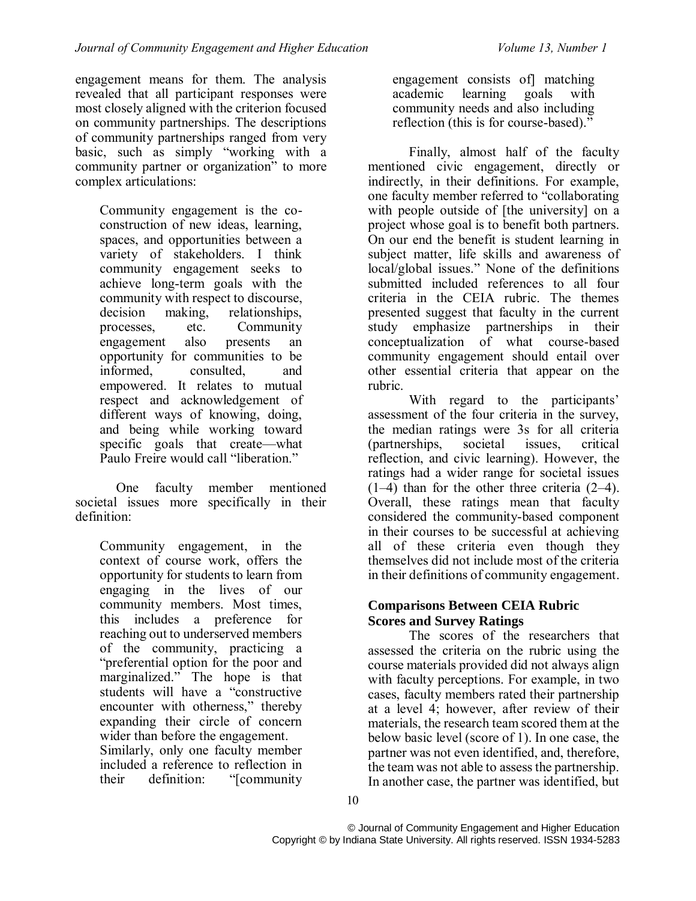engagement means for them. The analysis revealed that all participant responses were most closely aligned with the criterion focused on community partnerships. The descriptions of community partnerships ranged from very basic, such as simply "working with a community partner or organization" to more complex articulations:

> Community engagement is the co-construction of new ideas, learning, spaces, and opportunities between a variety of stakeholders. I think community engagement seeks to achieve long-term goals with the community with respect to discourse, decision making, relationships, processes, etc. Community engagement also presents an opportunity for communities to be informed, consulted, and empowered. It relates to mutual respect and acknowledgement of different ways of knowing, doing, and being while working toward specific goals that create—what Paulo Freire would call "liberation."

One faculty member mentioned societal issues more specifically in their definition:

> Community engagement, in the context of course work, offers the opportunity for students to learn from engaging in the lives of our community members. Most times, this includes a preference for reaching out to underserved members of the community, practicing a "preferential option for the poor and marginalized." The hope is that students will have a "constructive encounter with otherness," thereby expanding their circle of concern wider than before the engagement.

Similarly, only one faculty member included a reference to reflection in their definition: "[community engagement consists of] matching academic learning goals with community needs and also including reflection (this is for course-based)."

Finally, almost half of the faculty mentioned civic engagement, directly or indirectly, in their definitions. For example, one faculty member referred to "collaborating with people outside of [the university] on a project whose goal is to benefit both partners. On our end the benefit is student learning in subject matter, life skills and awareness of local/global issues." None of the definitions submitted included references to all four criteria in the CEIA rubric. The themes presented suggest that faculty in the current study emphasize partnerships in their conceptualization of what course-based community engagement should entail over other essential criteria that appear on the rubric.

With regard to the participants' assessment of the four criteria in the survey, the median ratings were 3s for all criteria (partnerships, societal issues, critical reflection, and civic learning). However, the ratings had a wider range for societal issues (1–4) than for the other three criteria (2–4). Overall, these ratings mean that faculty considered the community-based component in their courses to be successful at achieving all of these criteria even though they themselves did not include most of the criteria in their definitions of community engagement.

### Comparisons Between CEIA Rubric Scores and Survey Ratings

The scores of the researchers that assessed the criteria on the rubric using the course materials provided did not always align with faculty perceptions. For example, in two cases, faculty members rated their partnership at a level 4; however, after review of their materials, the research team scored them at the below basic level (score of 1). In one case, the partner was not even identified, and, therefore, the team was not able to assess the partnership. In another case, the partner was identified, but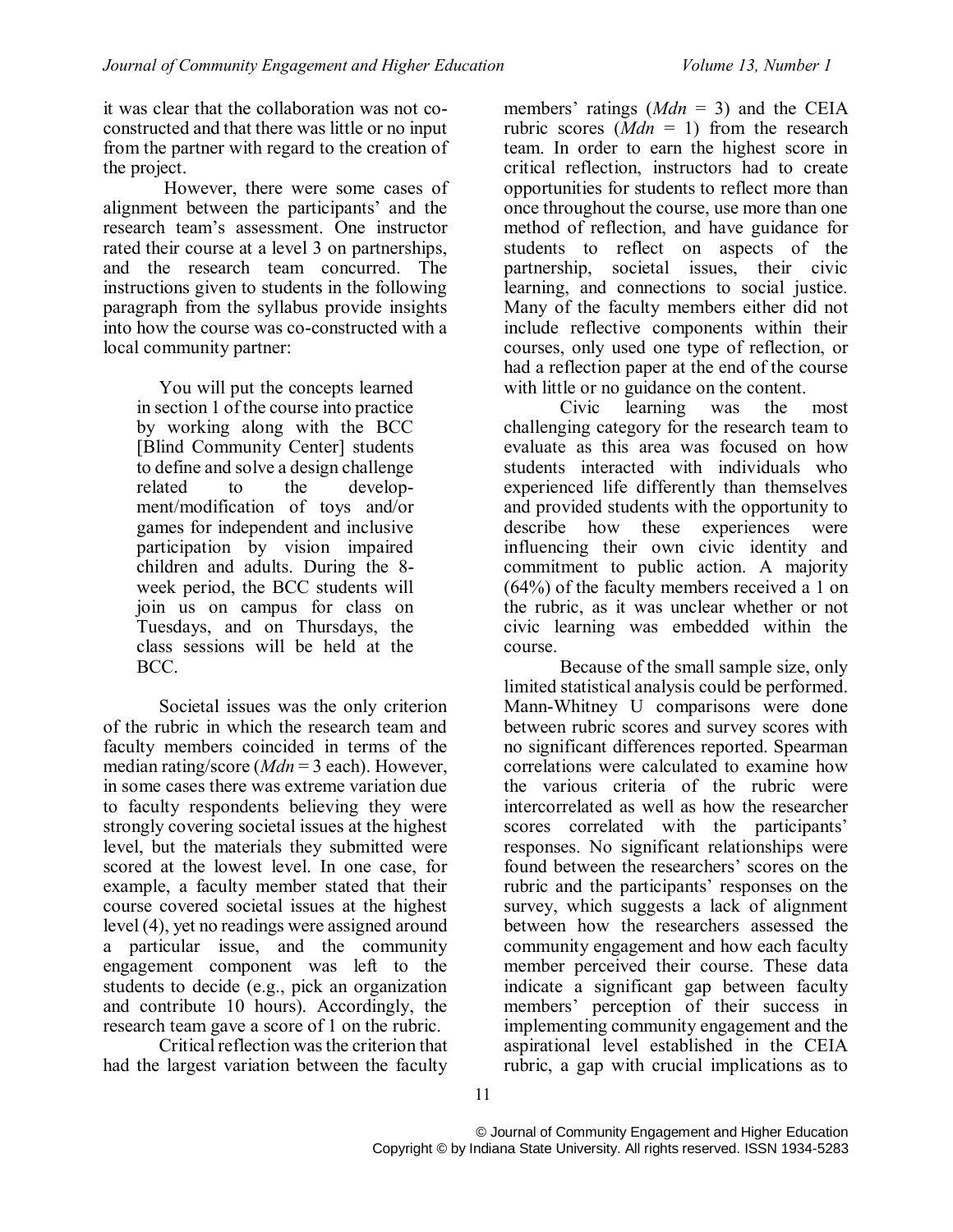it was clear that the collaboration was not co-constructed and that there was little or no input from the partner with regard to the creation of the project.

However, there were some cases of alignment between the participants' and the research team's assessment. One instructor rated their course at a level 3 on partnerships, and the research team concurred. The instructions given to students in the following paragraph from the syllabus provide insights into how the course was co-constructed with a local community partner:

> You will put the concepts learned in section 1 of the course into practice by working along with the BCC [Blind Community Center] students to define and solve a design challenge related to the development/modification of toys and/or games for independent and inclusive participation by vision impaired children and adults. During the 8-week period, the BCC students will join us on campus for class on Tuesdays, and on Thursdays, the class sessions will be held at the BCC.

Societal issues was the only criterion of the rubric in which the research team and faculty members coincided in terms of the median rating/score (*Mdn* = 3 each). However, in some cases there was extreme variation due to faculty respondents believing they were strongly covering societal issues at the highest level, but the materials they submitted were scored at the lowest level. In one case, for example, a faculty member stated that their course covered societal issues at the highest level (4), yet no readings were assigned around a particular issue, and the community engagement component was left to the students to decide (e.g., pick an organization and contribute 10 hours). Accordingly, the research team gave a score of 1 on the rubric.

Critical reflection was the criterion that had the largest variation between the faculty members' ratings (*Mdn* = 3) and the CEIA rubric scores (*Mdn* = 1) from the research team. In order to earn the highest score in critical reflection, instructors had to create opportunities for students to reflect more than once throughout the course, use more than one method of reflection, and have guidance for students to reflect on aspects of the partnership, societal issues, their civic learning, and connections to social justice. Many of the faculty members either did not include reflective components within their courses, only used one type of reflection, or had a reflection paper at the end of the course with little or no guidance on the content.

Civic learning was the most challenging category for the research team to evaluate as this area was focused on how students interacted with individuals who experienced life differently than themselves and provided students with the opportunity to describe how these experiences were influencing their own civic identity and commitment to public action. A majority (64%) of the faculty members received a 1 on the rubric, as it was unclear whether or not civic learning was embedded within the course.

Because of the small sample size, only limited statistical analysis could be performed. Mann-Whitney U comparisons were done between rubric scores and survey scores with no significant differences reported. Spearman correlations were calculated to examine how the various criteria of the rubric were intercorrelated as well as how the researcher scores correlated with the participants' responses. No significant relationships were found between the researchers' scores on the rubric and the participants' responses on the survey, which suggests a lack of alignment between how the researchers assessed the community engagement and how each faculty member perceived their course. These data indicate a significant gap between faculty members' perception of their success in implementing community engagement and the aspirational level established in the CEIA rubric, a gap with crucial implications as to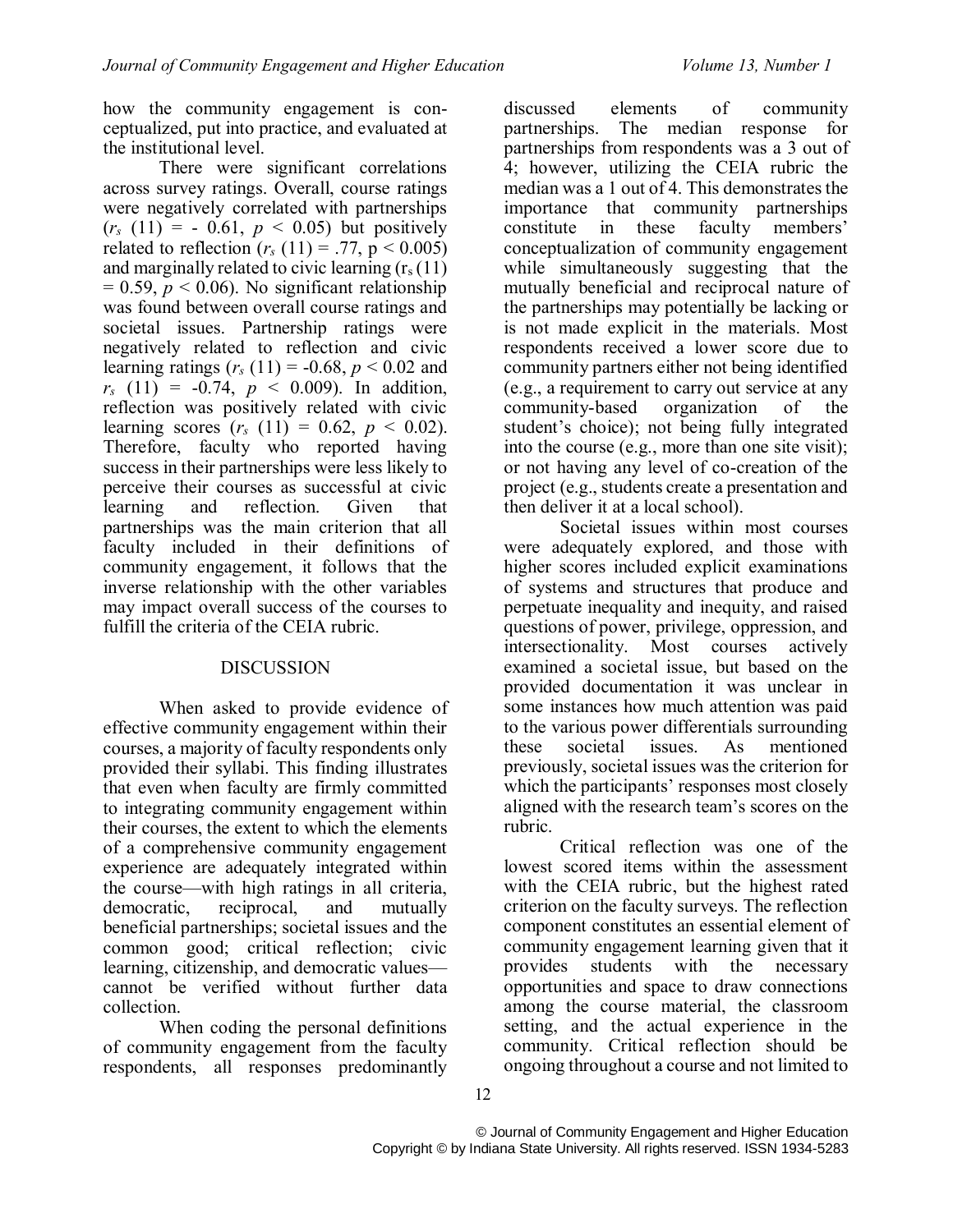how the community engagement is conceptualized, put into practice, and evaluated at the institutional level.

There were significant correlations across survey ratings. Overall, course ratings were negatively correlated with partnerships ($r_s$ (11) = - 0.61, $p < 0.05$) but positively related to reflection ($r_s$ (11) = .77, $p < 0.005$) and marginally related to civic learning ($r_s$ (11) = 0.59, $p < 0.06$). No significant relationship was found between overall course ratings and societal issues. Partnership ratings were negatively related to reflection and civic learning ratings ($r_s$ (11) = -0.68, $p < 0.02$ and $r_s$ (11) = -0.74, $p < 0.009$). In addition, reflection was positively related with civic learning scores ($r_s$ (11) = 0.62, $p < 0.02$). Therefore, faculty who reported having success in their partnerships were less likely to perceive their courses as successful at civic learning and reflection. Given that partnerships was the main criterion that all faculty included in their definitions of community engagement, it follows that the inverse relationship with the other variables may impact overall success of the courses to fulfill the criteria of the CEIA rubric.

## DISCUSSION

When asked to provide evidence of effective community engagement within their courses, a majority of faculty respondents only provided their syllabi. This finding illustrates that even when faculty are firmly committed to integrating community engagement within their courses, the extent to which the elements of a comprehensive community engagement experience are adequately integrated within the course—with high ratings in all criteria, democratic, reciprocal, and mutually beneficial partnerships; societal issues and the common good; critical reflection; civic learning, citizenship, and democratic values—cannot be verified without further data collection.

When coding the personal definitions of community engagement from the faculty respondents, all responses predominantly discussed elements of community partnerships. The median response for partnerships from respondents was a 3 out of 4; however, utilizing the CEIA rubric the median was a 1 out of 4. This demonstrates the importance that community partnerships constitute in these faculty members' conceptualization of community engagement while simultaneously suggesting that the mutually beneficial and reciprocal nature of the partnerships may potentially be lacking or is not made explicit in the materials. Most respondents received a lower score due to community partners either not being identified (e.g., a requirement to carry out service at any community-based organization of the student's choice); not being fully integrated into the course (e.g., more than one site visit); or not having any level of co-creation of the project (e.g., students create a presentation and then deliver it at a local school).

Societal issues within most courses were adequately explored, and those with higher scores included explicit examinations of systems and structures that produce and perpetuate inequality and inequity, and raised questions of power, privilege, oppression, and intersectionality. Most courses actively examined a societal issue, but based on the provided documentation it was unclear in some instances how much attention was paid to the various power differentials surrounding these societal issues. As mentioned previously, societal issues was the criterion for which the participants' responses most closely aligned with the research team's scores on the rubric.

Critical reflection was one of the lowest scored items within the assessment with the CEIA rubric, but the highest rated criterion on the faculty surveys. The reflection component constitutes an essential element of community engagement learning given that it provides students with the necessary opportunities and space to draw connections among the course material, the classroom setting, and the actual experience in the community. Critical reflection should be ongoing throughout a course and not limited to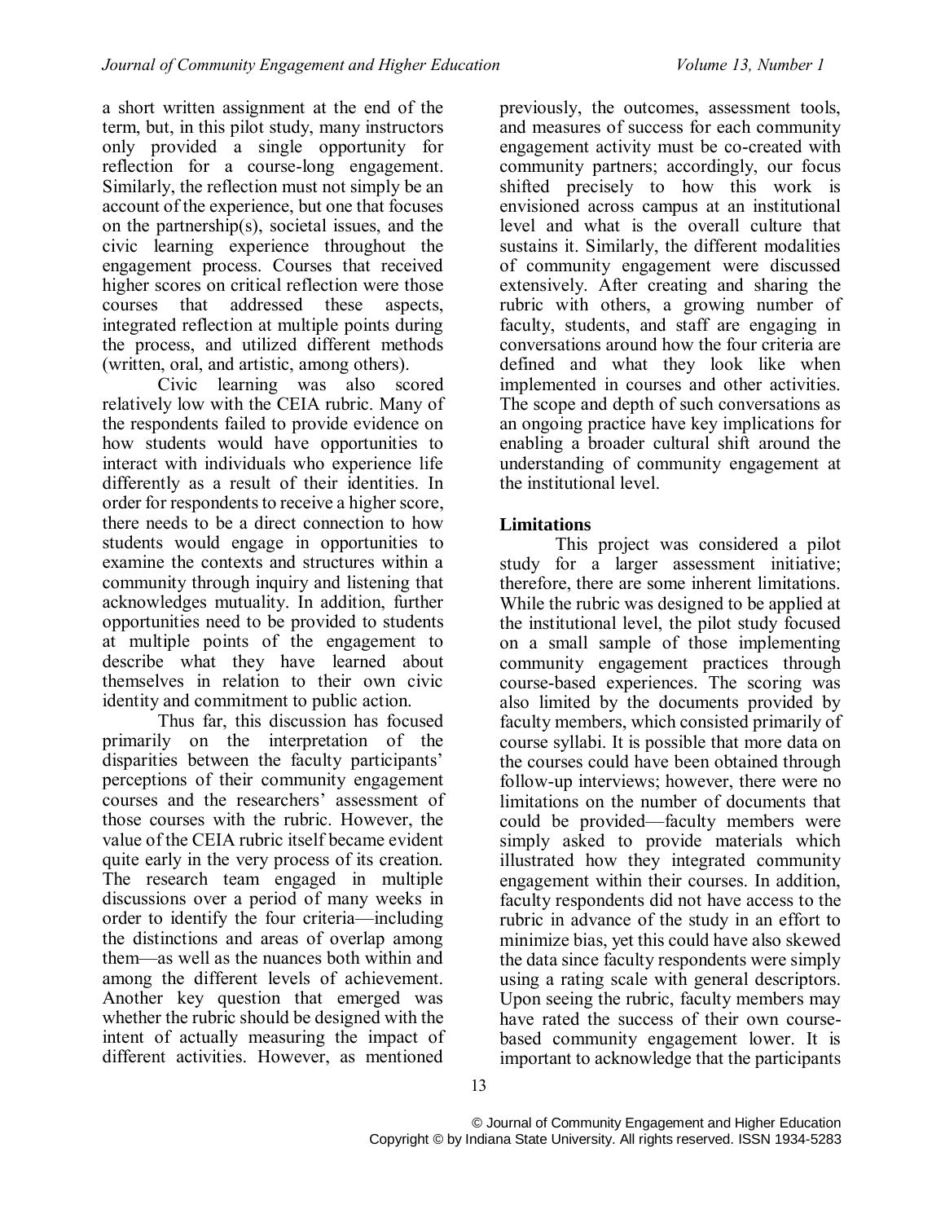a short written assignment at the end of the term, but, in this pilot study, many instructors only provided a single opportunity for reflection for a course-long engagement. Similarly, the reflection must not simply be an account of the experience, but one that focuses on the partnership(s), societal issues, and the civic learning experience throughout the engagement process. Courses that received higher scores on critical reflection were those courses that addressed these aspects, integrated reflection at multiple points during the process, and utilized different methods (written, oral, and artistic, among others).

Civic learning was also scored relatively low with the CEIA rubric. Many of the respondents failed to provide evidence on how students would have opportunities to interact with individuals who experience life differently as a result of their identities. In order for respondents to receive a higher score, there needs to be a direct connection to how students would engage in opportunities to examine the contexts and structures within a community through inquiry and listening that acknowledges mutuality. In addition, further opportunities need to be provided to students at multiple points of the engagement to describe what they have learned about themselves in relation to their own civic identity and commitment to public action.

Thus far, this discussion has focused primarily on the interpretation of the disparities between the faculty participants' perceptions of their community engagement courses and the researchers' assessment of those courses with the rubric. However, the value of the CEIA rubric itself became evident quite early in the very process of its creation. The research team engaged in multiple discussions over a period of many weeks in order to identify the four criteria—including the distinctions and areas of overlap among them—as well as the nuances both within and among the different levels of achievement. Another key question that emerged was whether the rubric should be designed with the intent of actually measuring the impact of different activities. However, as mentioned previously, the outcomes, assessment tools, and measures of success for each community engagement activity must be co-created with community partners; accordingly, our focus shifted precisely to how this work is envisioned across campus at an institutional level and what is the overall culture that sustains it. Similarly, the different modalities of community engagement were discussed extensively. After creating and sharing the rubric with others, a growing number of faculty, students, and staff are engaging in conversations around how the four criteria are defined and what they look like when implemented in courses and other activities. The scope and depth of such conversations as an ongoing practice have key implications for enabling a broader cultural shift around the understanding of community engagement at the institutional level.

## Limitations

This project was considered a pilot study for a larger assessment initiative; therefore, there are some inherent limitations. While the rubric was designed to be applied at the institutional level, the pilot study focused on a small sample of those implementing community engagement practices through course-based experiences. The scoring was also limited by the documents provided by faculty members, which consisted primarily of course syllabi. It is possible that more data on the courses could have been obtained through follow-up interviews; however, there were no limitations on the number of documents that could be provided—faculty members were simply asked to provide materials which illustrated how they integrated community engagement within their courses. In addition, faculty respondents did not have access to the rubric in advance of the study in an effort to minimize bias, yet this could have also skewed the data since faculty respondents were simply using a rating scale with general descriptors. Upon seeing the rubric, faculty members may have rated the success of their own course-based community engagement lower. It is important to acknowledge that the participants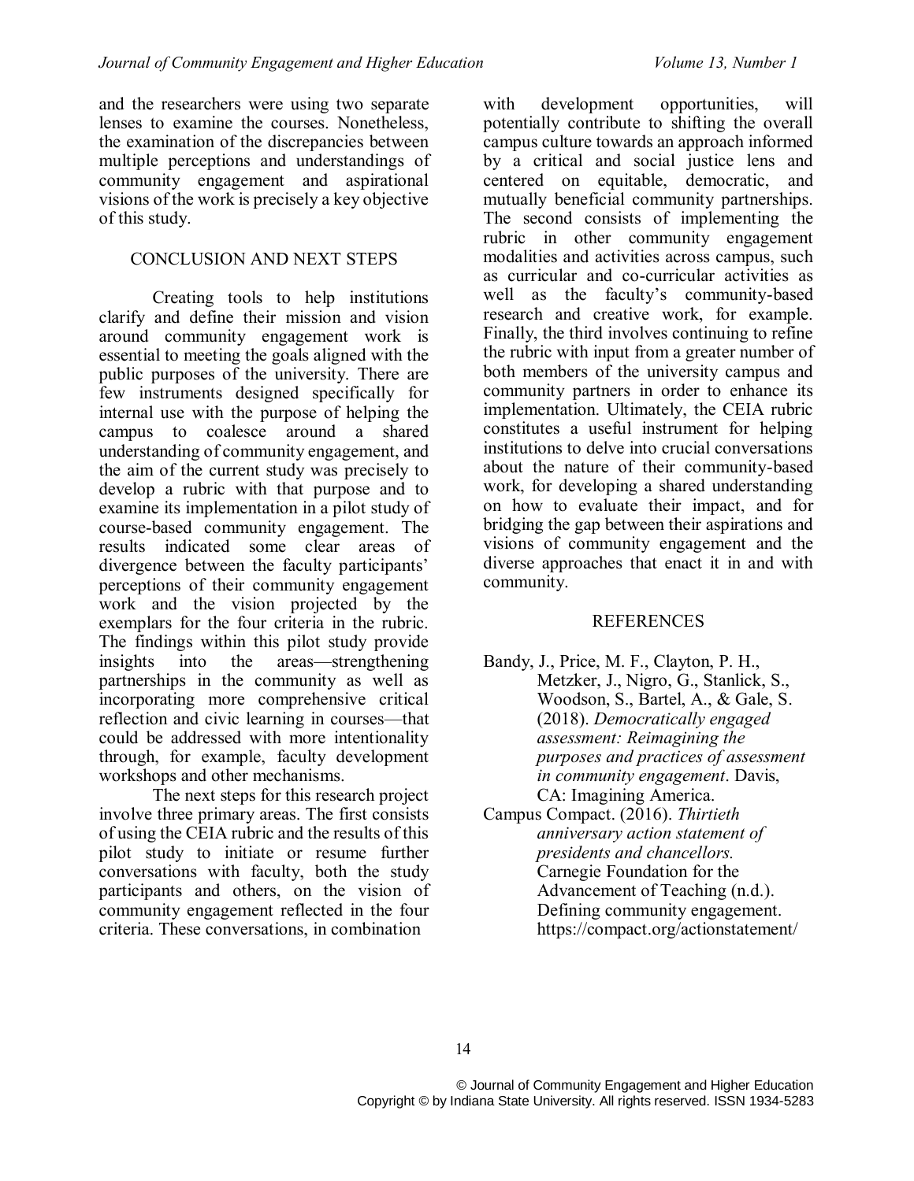and the researchers were using two separate lenses to examine the courses. Nonetheless, the examination of the discrepancies between multiple perceptions and understandings of community engagement and aspirational visions of the work is precisely a key objective of this study.

## CONCLUSION AND NEXT STEPS

Creating tools to help institutions clarify and define their mission and vision around community engagement work is essential to meeting the goals aligned with the public purposes of the university. There are few instruments designed specifically for internal use with the purpose of helping the campus to coalesce around a shared understanding of community engagement, and the aim of the current study was precisely to develop a rubric with that purpose and to examine its implementation in a pilot study of course-based community engagement. The results indicated some clear areas of divergence between the faculty participants' perceptions of their community engagement work and the vision projected by the exemplars for the four criteria in the rubric. The findings within this pilot study provide insights into the areas—strengthening partnerships in the community as well as incorporating more comprehensive critical reflection and civic learning in courses—that could be addressed with more intentionality through, for example, faculty development workshops and other mechanisms.

The next steps for this research project involve three primary areas. The first consists of using the CEIA rubric and the results of this pilot study to initiate or resume further conversations with faculty, both the study participants and others, on the vision of community engagement reflected in the four criteria. These conversations, in combination with development opportunities, will potentially contribute to shifting the overall campus culture towards an approach informed by a critical and social justice lens and centered on equitable, democratic, and mutually beneficial community partnerships. The second consists of implementing the rubric in other community engagement modalities and activities across campus, such as curricular and co-curricular activities as well as the faculty's community-based research and creative work, for example. Finally, the third involves continuing to refine the rubric with input from a greater number of both members of the university campus and community partners in order to enhance its implementation. Ultimately, the CEIA rubric constitutes a useful instrument for helping institutions to delve into crucial conversations about the nature of their community-based work, for developing a shared understanding on how to evaluate their impact, and for bridging the gap between their aspirations and visions of community engagement and the diverse approaches that enact it in and with community.

## REFERENCES

Bandy, J., Price, M. F., Clayton, P. H., Metzker, J., Nigro, G., Stanlick, S., Woodson, S., Bartel, A., & Gale, S. (2018). *Democratically engaged assessment: Reimagining the purposes and practices of assessment in community engagement*. Davis, CA: Imagining America.

Campus Compact. (2016). *Thirtieth anniversary action statement of presidents and chancellors.* Carnegie Foundation for the Advancement of Teaching (n.d.). Defining community engagement. https://compact.org/actionstatement/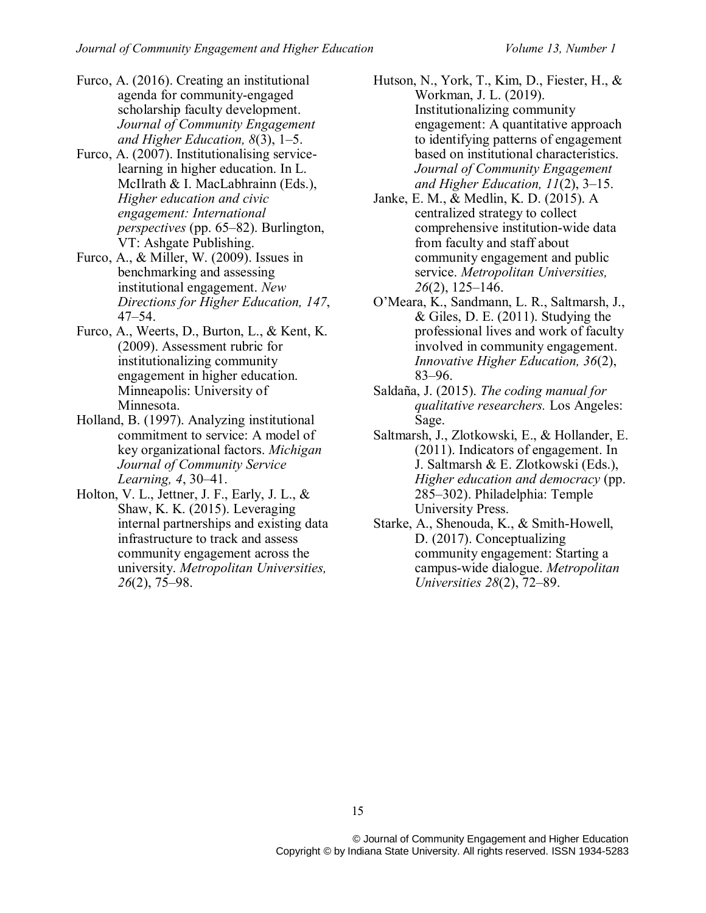Furco, A. (2016). Creating an institutional agenda for community-engaged scholarship faculty development. *Journal of Community Engagement and Higher Education, 8*(3), 1–5.

Furco, A. (2007). Institutionalising service-learning in higher education. In L. McIlrath & I. MacLabhrainn (Eds.), *Higher education and civic engagement: International perspectives* (pp. 65–82). Burlington, VT: Ashgate Publishing.

Furco, A., & Miller, W. (2009). Issues in benchmarking and assessing institutional engagement. *New Directions for Higher Education, 147*, 47–54.

Furco, A., Weerts, D., Burton, L., & Kent, K. (2009). Assessment rubric for institutionalizing community engagement in higher education. Minneapolis: University of Minnesota.

Holland, B. (1997). Analyzing institutional commitment to service: A model of key organizational factors. *Michigan Journal of Community Service Learning, 4*, 30–41.

Holton, V. L., Jettner, J. F., Early, J. L., & Shaw, K. K. (2015). Leveraging internal partnerships and existing data infrastructure to track and assess community engagement across the university. *Metropolitan Universities, 26*(2), 75–98.

Hutson, N., York, T., Kim, D., Fiester, H., & Workman, J. L. (2019). Institutionalizing community engagement: A quantitative approach to identifying patterns of engagement based on institutional characteristics. *Journal of Community Engagement and Higher Education, 11*(2), 3–15.

Janke, E. M., & Medlin, K. D. (2015). A centralized strategy to collect comprehensive institution-wide data from faculty and staff about community engagement and public service. *Metropolitan Universities, 26*(2), 125–146.

O'Meara, K., Sandmann, L. R., Saltmarsh, J., & Giles, D. E. (2011). Studying the professional lives and work of faculty involved in community engagement. *Innovative Higher Education, 36*(2), 83–96.

Saldaña, J. (2015). *The coding manual for qualitative researchers.* Los Angeles: Sage.

Saltmarsh, J., Zlotkowski, E., & Hollander, E. (2011). Indicators of engagement. In J. Saltmarsh & E. Zlotkowski (Eds.), *Higher education and democracy* (pp. 285–302). Philadelphia: Temple University Press.

Starke, A., Shenouda, K., & Smith-Howell, D. (2017). Conceptualizing community engagement: Starting a campus-wide dialogue. *Metropolitan Universities 28*(2), 72–89.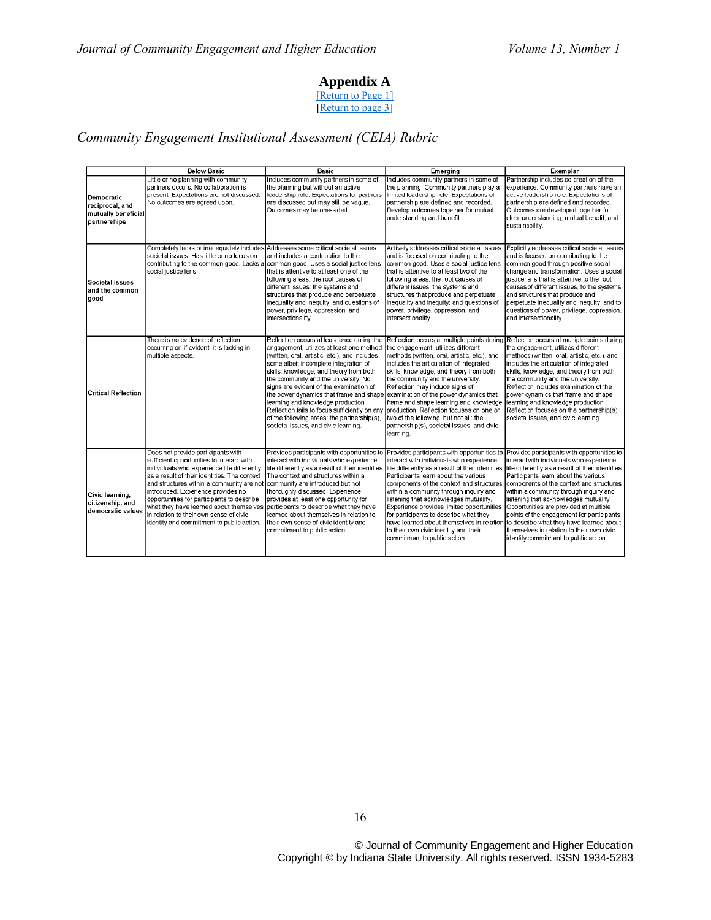# Appendix A

[Return to Page 1]
[Return to page 3]

*Community Engagement Institutional Assessment (CEIA) Rubric*

| | Below Basic | Basic | Emerging | Exemplar |
|---|---|---|---|---|
| **Democratic, reciprocal, and mutually beneficial partnerships** | Little or no planning with community partners occurs. No collaboration is present. Expectations are not discussed. No outcomes are agreed upon. | Includes community partners in some of the planning but without an active leadership role. Expectations for partners are discussed but may still be vague. Outcomes may be one-sided. | Includes community partners in some of the planning. Community partners play a limited leadership role. Expectations of partnership are defined and recorded. Develop outcomes together for mutual understanding and benefit. | Partnership includes co-creation of the experience. Community partners have an active leadership role. Expectations of partnership are defined and recorded. Outcomes are developed together for clear understanding, mutual benefit, and sustainability. |
| **Societal issues and the common good** | Completely lacks or inadequately includes societal issues. Has little or no focus on contributing to the common good. Lacks a social justice lens. | Addresses some critical societal issues and includes a contribution to the common good. Uses a social justice lens that is attentive to at least one of the following areas: the root causes of different issues; the systems and structures that produce and perpetuate inequality and inequity; and questions of power, privilege, oppression, and intersectionality. | Actively addresses critical societal issues and is focused on contributing to the common good. Uses a social justice lens that is attentive to at least two of the following areas: the root causes of different issues; the systems and structures that produce and perpetuate inequality and inequity; and questions of power, privilege, oppression, and intersectionality. | Explicitly addresses critical societal issues and is focused on contributing to the common good through positive social change and transformation. Uses a social justice lens that is attentive to the root causes of different issues, to the systems and structures that produce and perpetuate inequality and inequity, and to questions of power, privilege, oppression, and intersectionality. |
| **Critical Reflection** | There is no evidence of reflection occurring or, if evident, it is lacking in multiple aspects. | Reflection occurs at least once during the engagement, utilizes at least one method (written, oral, artistic, etc.), and includes some albeit incomplete integration of skills, knowledge, and theory from both the community and the university. No signs are evident of the examination of the power dynamics that frame and shape learning and knowledge production. Reflection fails to focus sufficiently on any of the following areas: the partnership(s), societal issues, and civic learning. | Reflection occurs at multiple points during the engagement, utilizes different methods (written, oral, artistic, etc.), and includes the articulation of integrated skills, knowledge, and theory from both the community and the university. Reflection may include signs of examination of the power dynamics that frame and shape learning and knowledge production. Reflection focuses on one or two of the following, but not all: the partnership(s), societal issues, and civic learning. | Reflection occurs at multiple points during the engagement, utilizes different methods (written, oral, artistic, etc.), and includes the articulation of integrated skills, knowledge, and theory from both the community and the university. Reflection includes examination of the power dynamics that frame and shape learning and knowledge production. Reflection focuses on the partnership(s), societal issues, and civic learning. |
| **Civic learning, citizenship, and democratic values** | Does not provide participants with sufficient opportunities to interact with individuals who experience life differently as a result of their identities. The context and structures within a community are not introduced. Experience provides no opportunities for participants to describe what they have learned about themselves in relation to their own sense of civic identity and commitment to public action. | Provides participants with opportunities to interact with individuals who experience life differently as a result of their identities. The context and structures within a community are introduced but not thoroughly discussed. Experience provides at least one opportunity for participants to describe what they have learned about themselves in relation to their own sense of civic identity and commitment to public action. | Provides participants with opportunities to interact with individuals who experience life differently as a result of their identities. Participants learn about the various components of the context and structures within a community through inquiry and listening that acknowledges mutuality. Experience provides limited opportunities for participants to describe what they have learned about themselves in relation to their own civic identity and their commitment to public action. | Provides participants with opportunities to interact with individuals who experience life differently as a result of their identities. Participants learn about the various components of the context and structures within a community through inquiry and listening that acknowledges mutuality. Opportunities are provided at multiple points of the engagement for participants to describe what they have learned about themselves in relation to their own civic identity commitment to public action. |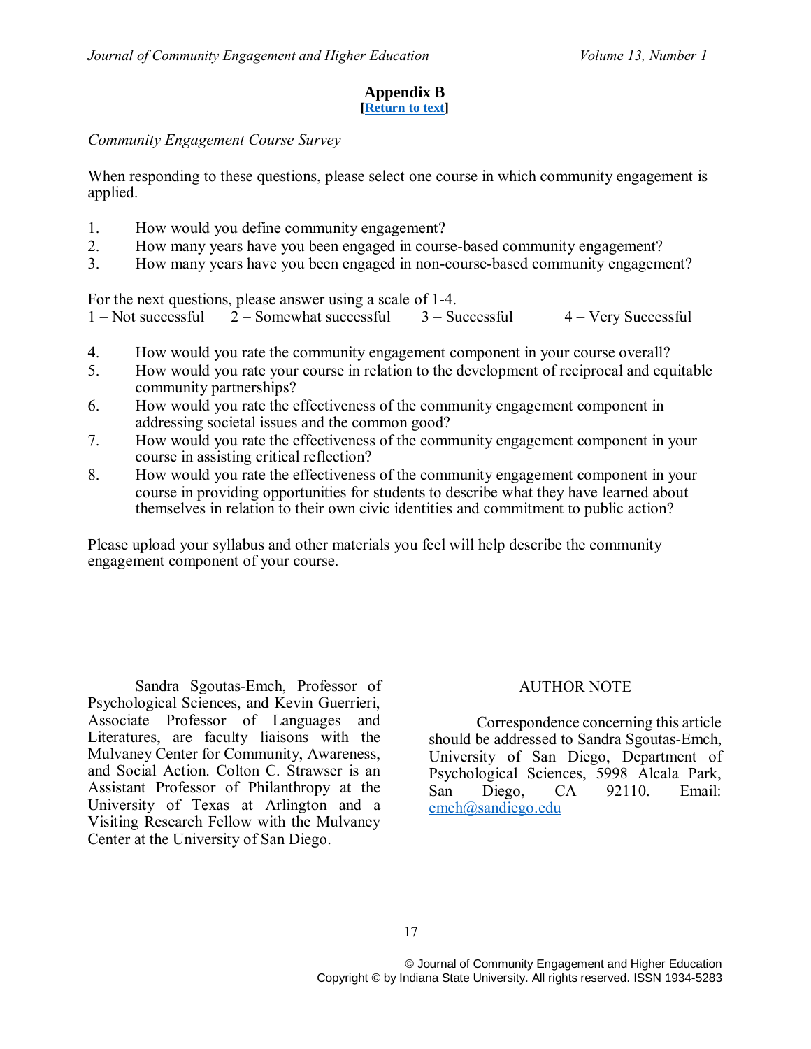# Appendix B

[Return to text]

*Community Engagement Course Survey*

When responding to these questions, please select one course in which community engagement is applied.

1. How would you define community engagement?
2. How many years have you been engaged in course-based community engagement?
3. How many years have you been engaged in non-course-based community engagement?

For the next questions, please answer using a scale of 1-4.
1 – Not successful    2 – Somewhat successful    3 – Successful    4 – Very Successful

4. How would you rate the community engagement component in your course overall?
5. How would you rate your course in relation to the development of reciprocal and equitable community partnerships?
6. How would you rate the effectiveness of the community engagement component in addressing societal issues and the common good?
7. How would you rate the effectiveness of the community engagement component in your course in assisting critical reflection?
8. How would you rate the effectiveness of the community engagement component in your course in providing opportunities for students to describe what they have learned about themselves in relation to their own civic identities and commitment to public action?

Please upload your syllabus and other materials you feel will help describe the community engagement component of your course.

Sandra Sgoutas-Emch, Professor of Psychological Sciences, and Kevin Guerrieri, Associate Professor of Languages and Literatures, are faculty liaisons with the Mulvaney Center for Community, Awareness, and Social Action. Colton C. Strawser is an Assistant Professor of Philanthropy at the University of Texas at Arlington and a Visiting Research Fellow with the Mulvaney Center at the University of San Diego.

## AUTHOR NOTE

Correspondence concerning this article should be addressed to Sandra Sgoutas-Emch, University of San Diego, Department of Psychological Sciences, 5998 Alcala Park, San Diego, CA 92110. Email: emch@sandiego.edu